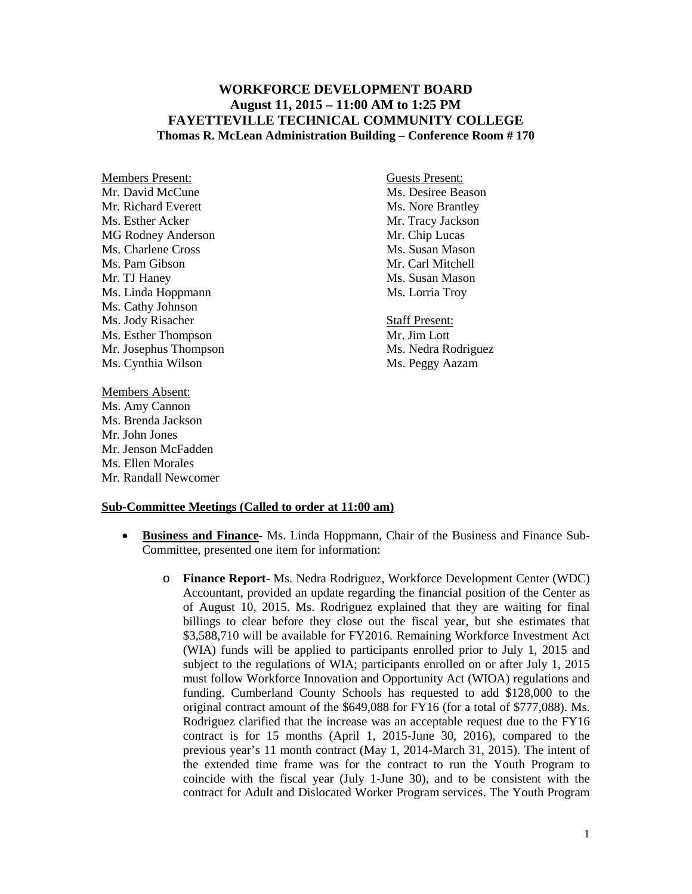**WORKFORCE DEVELOPMENT BOARD**
**August 11, 2015 – 11:00 AM to 1:25 PM**
**FAYETTEVILLE TECHNICAL COMMUNITY COLLEGE**
**Thomas R. McLean Administration Building – Conference Room # 170**

Members Present:
Mr. David McCune
Mr. Richard Everett
Ms. Esther Acker
MG Rodney Anderson
Ms. Charlene Cross
Ms. Pam Gibson
Mr. TJ Haney
Ms. Linda Hoppmann
Ms. Cathy Johnson
Ms. Jody Risacher
Ms. Esther Thompson
Mr. Josephus Thompson
Ms. Cynthia Wilson

Members Absent:
Ms. Amy Cannon
Ms. Brenda Jackson
Mr. John Jones
Mr. Jenson McFadden
Ms. Ellen Morales
Mr. Randall Newcomer

Guests Present:
Ms. Desiree Beason
Ms. Nore Brantley
Mr. Tracy Jackson
Mr. Chip Lucas
Ms. Susan Mason
Mr. Carl Mitchell
Ms. Susan Mason
Ms. Lorria Troy

Staff Present:
Mr. Jim Lott
Ms. Nedra Rodriguez
Ms. Peggy Aazam

**Sub-Committee Meetings (Called to order at 11:00 am)**

- **Business and Finance-** Ms. Linda Hoppmann, Chair of the Business and Finance Sub-Committee, presented one item for information:
  - **Finance Report**- Ms. Nedra Rodriguez, Workforce Development Center (WDC) Accountant, provided an update regarding the financial position of the Center as of August 10, 2015. Ms. Rodriguez explained that they are waiting for final billings to clear before they close out the fiscal year, but she estimates that $3,588,710 will be available for FY2016. Remaining Workforce Investment Act (WIA) funds will be applied to participants enrolled prior to July 1, 2015 and subject to the regulations of WIA; participants enrolled on or after July 1, 2015 must follow Workforce Innovation and Opportunity Act (WIOA) regulations and funding. Cumberland County Schools has requested to add $128,000 to the original contract amount of the $649,088 for FY16 (for a total of $777,088). Ms. Rodriguez clarified that the increase was an acceptable request due to the FY16 contract is for 15 months (April 1, 2015-June 30, 2016), compared to the previous year's 11 month contract (May 1, 2014-March 31, 2015). The intent of the extended time frame was for the contract to run the Youth Program to coincide with the fiscal year (July 1-June 30), and to be consistent with the contract for Adult and Dislocated Worker Program services. The Youth Program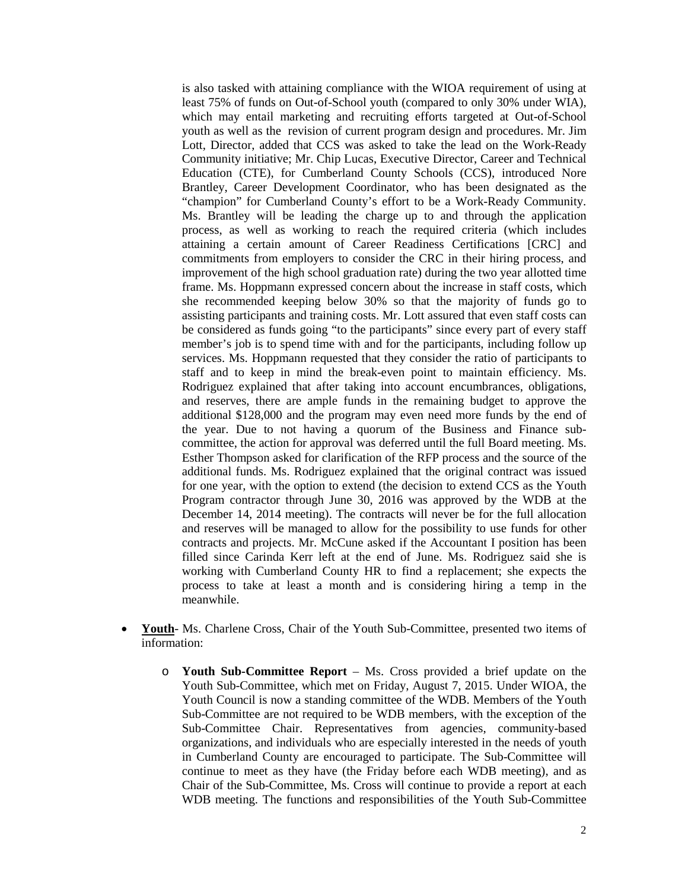is also tasked with attaining compliance with the WIOA requirement of using at least 75% of funds on Out-of-School youth (compared to only 30% under WIA), which may entail marketing and recruiting efforts targeted at Out-of-School youth as well as the revision of current program design and procedures. Mr. Jim Lott, Director, added that CCS was asked to take the lead on the Work-Ready Community initiative; Mr. Chip Lucas, Executive Director, Career and Technical Education (CTE), for Cumberland County Schools (CCS), introduced Nore Brantley, Career Development Coordinator, who has been designated as the "champion" for Cumberland County's effort to be a Work-Ready Community. Ms. Brantley will be leading the charge up to and through the application process, as well as working to reach the required criteria (which includes attaining a certain amount of Career Readiness Certifications [CRC] and commitments from employers to consider the CRC in their hiring process, and improvement of the high school graduation rate) during the two year allotted time frame. Ms. Hoppmann expressed concern about the increase in staff costs, which she recommended keeping below 30% so that the majority of funds go to assisting participants and training costs. Mr. Lott assured that even staff costs can be considered as funds going "to the participants" since every part of every staff member's job is to spend time with and for the participants, including follow up services. Ms. Hoppmann requested that they consider the ratio of participants to staff and to keep in mind the break-even point to maintain efficiency. Ms. Rodriguez explained that after taking into account encumbrances, obligations, and reserves, there are ample funds in the remaining budget to approve the additional $128,000 and the program may even need more funds by the end of the year. Due to not having a quorum of the Business and Finance sub-committee, the action for approval was deferred until the full Board meeting. Ms. Esther Thompson asked for clarification of the RFP process and the source of the additional funds. Ms. Rodriguez explained that the original contract was issued for one year, with the option to extend (the decision to extend CCS as the Youth Program contractor through June 30, 2016 was approved by the WDB at the December 14, 2014 meeting). The contracts will never be for the full allocation and reserves will be managed to allow for the possibility to use funds for other contracts and projects. Mr. McCune asked if the Accountant I position has been filled since Carinda Kerr left at the end of June. Ms. Rodriguez said she is working with Cumberland County HR to find a replacement; she expects the process to take at least a month and is considering hiring a temp in the meanwhile.

- **Youth**- Ms. Charlene Cross, Chair of the Youth Sub-Committee, presented two items of information:
  - **Youth Sub-Committee Report** – Ms. Cross provided a brief update on the Youth Sub-Committee, which met on Friday, August 7, 2015. Under WIOA, the Youth Council is now a standing committee of the WDB. Members of the Youth Sub-Committee are not required to be WDB members, with the exception of the Sub-Committee Chair. Representatives from agencies, community-based organizations, and individuals who are especially interested in the needs of youth in Cumberland County are encouraged to participate. The Sub-Committee will continue to meet as they have (the Friday before each WDB meeting), and as Chair of the Sub-Committee, Ms. Cross will continue to provide a report at each WDB meeting. The functions and responsibilities of the Youth Sub-Committee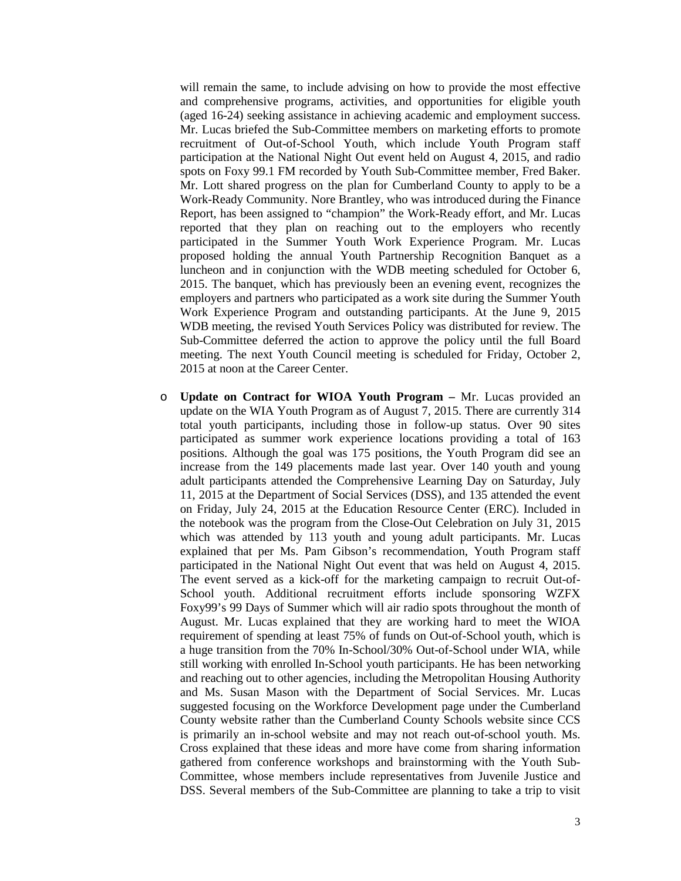will remain the same, to include advising on how to provide the most effective and comprehensive programs, activities, and opportunities for eligible youth (aged 16-24) seeking assistance in achieving academic and employment success. Mr. Lucas briefed the Sub-Committee members on marketing efforts to promote recruitment of Out-of-School Youth, which include Youth Program staff participation at the National Night Out event held on August 4, 2015, and radio spots on Foxy 99.1 FM recorded by Youth Sub-Committee member, Fred Baker. Mr. Lott shared progress on the plan for Cumberland County to apply to be a Work-Ready Community. Nore Brantley, who was introduced during the Finance Report, has been assigned to "champion" the Work-Ready effort, and Mr. Lucas reported that they plan on reaching out to the employers who recently participated in the Summer Youth Work Experience Program. Mr. Lucas proposed holding the annual Youth Partnership Recognition Banquet as a luncheon and in conjunction with the WDB meeting scheduled for October 6, 2015. The banquet, which has previously been an evening event, recognizes the employers and partners who participated as a work site during the Summer Youth Work Experience Program and outstanding participants. At the June 9, 2015 WDB meeting, the revised Youth Services Policy was distributed for review. The Sub-Committee deferred the action to approve the policy until the full Board meeting. The next Youth Council meeting is scheduled for Friday, October 2, 2015 at noon at the Career Center.

- **Update on Contract for WIOA Youth Program –** Mr. Lucas provided an update on the WIA Youth Program as of August 7, 2015. There are currently 314 total youth participants, including those in follow-up status. Over 90 sites participated as summer work experience locations providing a total of 163 positions. Although the goal was 175 positions, the Youth Program did see an increase from the 149 placements made last year. Over 140 youth and young adult participants attended the Comprehensive Learning Day on Saturday, July 11, 2015 at the Department of Social Services (DSS), and 135 attended the event on Friday, July 24, 2015 at the Education Resource Center (ERC). Included in the notebook was the program from the Close-Out Celebration on July 31, 2015 which was attended by 113 youth and young adult participants. Mr. Lucas explained that per Ms. Pam Gibson's recommendation, Youth Program staff participated in the National Night Out event that was held on August 4, 2015. The event served as a kick-off for the marketing campaign to recruit Out-of-School youth. Additional recruitment efforts include sponsoring WZFX Foxy99's 99 Days of Summer which will air radio spots throughout the month of August. Mr. Lucas explained that they are working hard to meet the WIOA requirement of spending at least 75% of funds on Out-of-School youth, which is a huge transition from the 70% In-School/30% Out-of-School under WIA, while still working with enrolled In-School youth participants. He has been networking and reaching out to other agencies, including the Metropolitan Housing Authority and Ms. Susan Mason with the Department of Social Services. Mr. Lucas suggested focusing on the Workforce Development page under the Cumberland County website rather than the Cumberland County Schools website since CCS is primarily an in-school website and may not reach out-of-school youth. Ms. Cross explained that these ideas and more have come from sharing information gathered from conference workshops and brainstorming with the Youth Sub-Committee, whose members include representatives from Juvenile Justice and DSS. Several members of the Sub-Committee are planning to take a trip to visit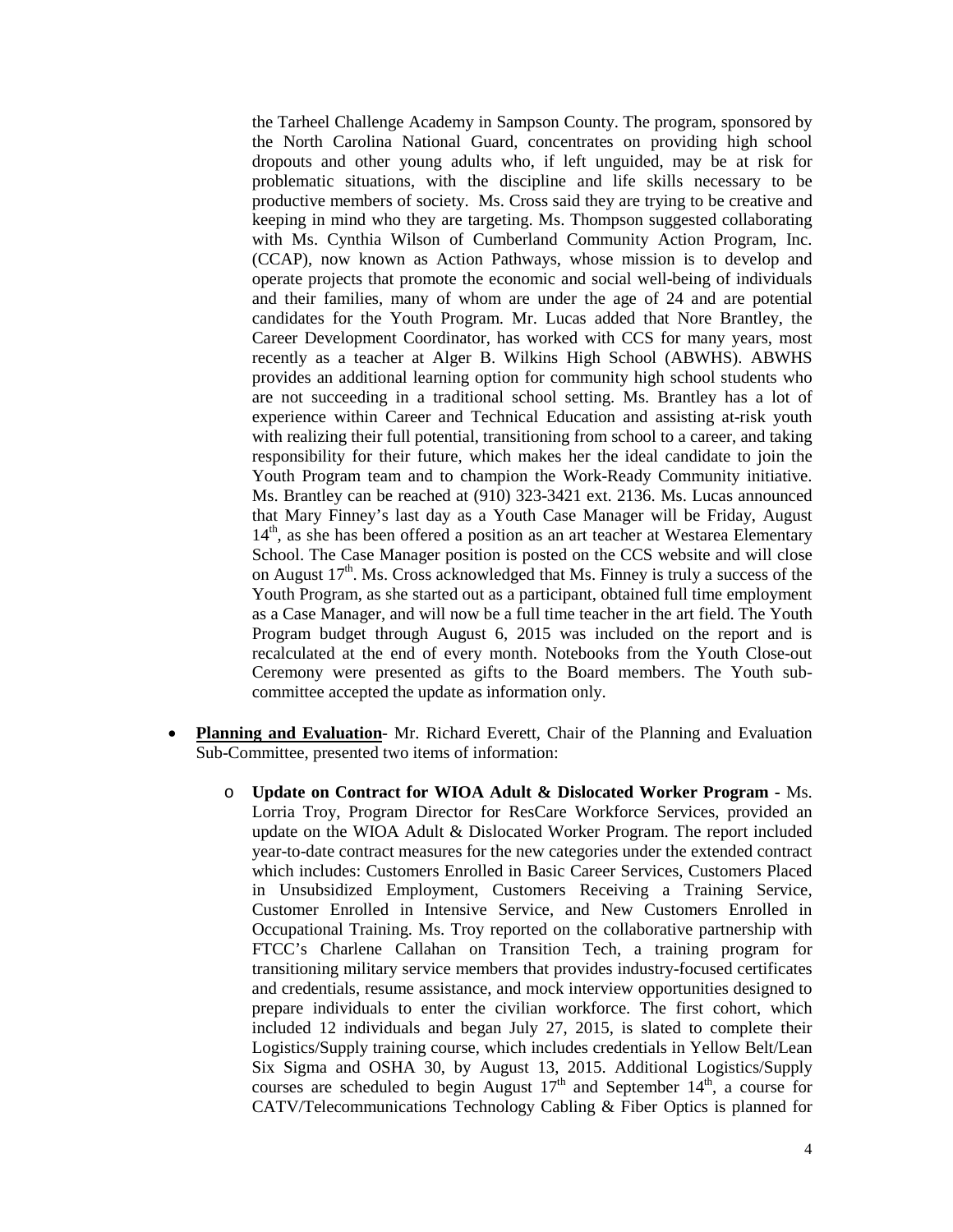the Tarheel Challenge Academy in Sampson County. The program, sponsored by the North Carolina National Guard, concentrates on providing high school dropouts and other young adults who, if left unguided, may be at risk for problematic situations, with the discipline and life skills necessary to be productive members of society. Ms. Cross said they are trying to be creative and keeping in mind who they are targeting. Ms. Thompson suggested collaborating with Ms. Cynthia Wilson of Cumberland Community Action Program, Inc. (CCAP), now known as Action Pathways, whose mission is to develop and operate projects that promote the economic and social well-being of individuals and their families, many of whom are under the age of 24 and are potential candidates for the Youth Program. Mr. Lucas added that Nore Brantley, the Career Development Coordinator, has worked with CCS for many years, most recently as a teacher at Alger B. Wilkins High School (ABWHS). ABWHS provides an additional learning option for community high school students who are not succeeding in a traditional school setting. Ms. Brantley has a lot of experience within Career and Technical Education and assisting at-risk youth with realizing their full potential, transitioning from school to a career, and taking responsibility for their future, which makes her the ideal candidate to join the Youth Program team and to champion the Work-Ready Community initiative. Ms. Brantley can be reached at (910) 323-3421 ext. 2136. Ms. Lucas announced that Mary Finney's last day as a Youth Case Manager will be Friday, August 14th, as she has been offered a position as an art teacher at Westarea Elementary School. The Case Manager position is posted on the CCS website and will close on August 17th. Ms. Cross acknowledged that Ms. Finney is truly a success of the Youth Program, as she started out as a participant, obtained full time employment as a Case Manager, and will now be a full time teacher in the art field. The Youth Program budget through August 6, 2015 was included on the report and is recalculated at the end of every month. Notebooks from the Youth Close-out Ceremony were presented as gifts to the Board members. The Youth sub-committee accepted the update as information only.

- **<u>Planning and Evaluation</u>**- Mr. Richard Everett, Chair of the Planning and Evaluation Sub-Committee, presented two items of information:
  - **Update on Contract for WIOA Adult & Dislocated Worker Program -** Ms. Lorria Troy, Program Director for ResCare Workforce Services, provided an update on the WIOA Adult & Dislocated Worker Program. The report included year-to-date contract measures for the new categories under the extended contract which includes: Customers Enrolled in Basic Career Services, Customers Placed in Unsubsidized Employment, Customers Receiving a Training Service, Customer Enrolled in Intensive Service, and New Customers Enrolled in Occupational Training. Ms. Troy reported on the collaborative partnership with FTCC's Charlene Callahan on Transition Tech, a training program for transitioning military service members that provides industry-focused certificates and credentials, resume assistance, and mock interview opportunities designed to prepare individuals to enter the civilian workforce. The first cohort, which included 12 individuals and began July 27, 2015, is slated to complete their Logistics/Supply training course, which includes credentials in Yellow Belt/Lean Six Sigma and OSHA 30, by August 13, 2015. Additional Logistics/Supply courses are scheduled to begin August 17th and September 14th, a course for CATV/Telecommunications Technology Cabling & Fiber Optics is planned for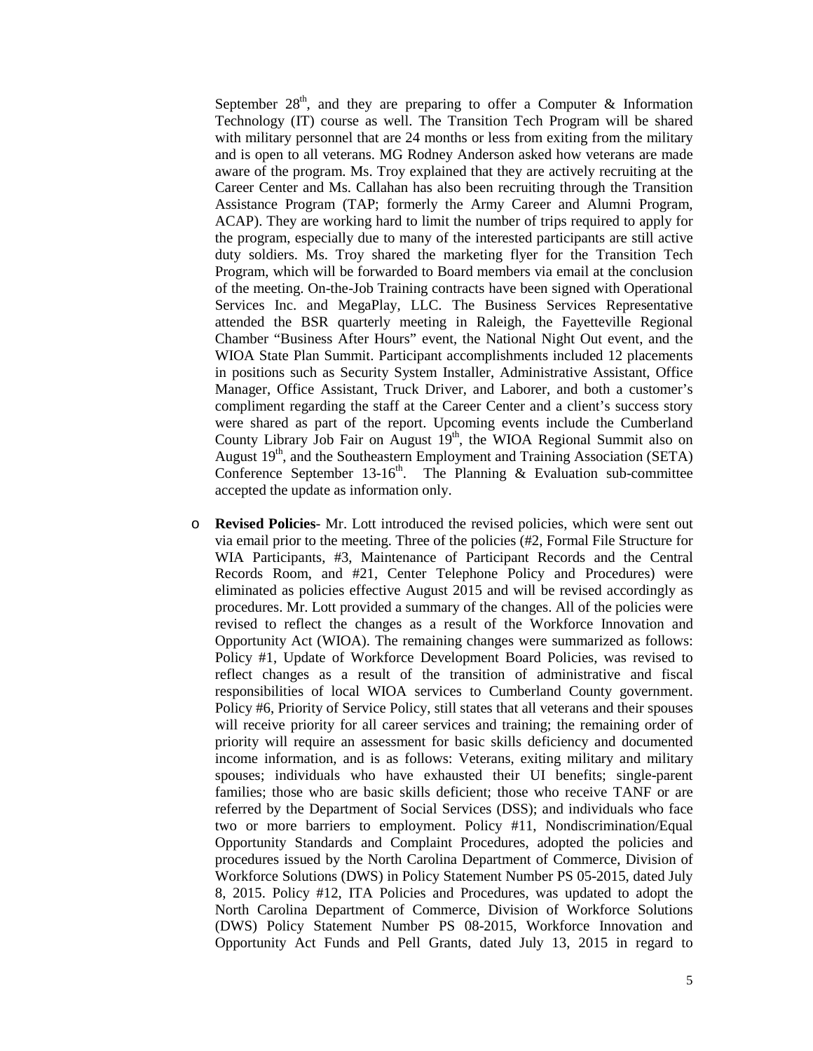September 28th, and they are preparing to offer a Computer & Information Technology (IT) course as well. The Transition Tech Program will be shared with military personnel that are 24 months or less from exiting from the military and is open to all veterans. MG Rodney Anderson asked how veterans are made aware of the program. Ms. Troy explained that they are actively recruiting at the Career Center and Ms. Callahan has also been recruiting through the Transition Assistance Program (TAP; formerly the Army Career and Alumni Program, ACAP). They are working hard to limit the number of trips required to apply for the program, especially due to many of the interested participants are still active duty soldiers. Ms. Troy shared the marketing flyer for the Transition Tech Program, which will be forwarded to Board members via email at the conclusion of the meeting. On-the-Job Training contracts have been signed with Operational Services Inc. and MegaPlay, LLC. The Business Services Representative attended the BSR quarterly meeting in Raleigh, the Fayetteville Regional Chamber "Business After Hours" event, the National Night Out event, and the WIOA State Plan Summit. Participant accomplishments included 12 placements in positions such as Security System Installer, Administrative Assistant, Office Manager, Office Assistant, Truck Driver, and Laborer, and both a customer's compliment regarding the staff at the Career Center and a client's success story were shared as part of the report. Upcoming events include the Cumberland County Library Job Fair on August 19th, the WIOA Regional Summit also on August 19th, and the Southeastern Employment and Training Association (SETA) Conference September 13-16th. The Planning & Evaluation sub-committee accepted the update as information only.

- **Revised Policies**- Mr. Lott introduced the revised policies, which were sent out via email prior to the meeting. Three of the policies (#2, Formal File Structure for WIA Participants, #3, Maintenance of Participant Records and the Central Records Room, and #21, Center Telephone Policy and Procedures) were eliminated as policies effective August 2015 and will be revised accordingly as procedures. Mr. Lott provided a summary of the changes. All of the policies were revised to reflect the changes as a result of the Workforce Innovation and Opportunity Act (WIOA). The remaining changes were summarized as follows: Policy #1, Update of Workforce Development Board Policies, was revised to reflect changes as a result of the transition of administrative and fiscal responsibilities of local WIOA services to Cumberland County government. Policy #6, Priority of Service Policy, still states that all veterans and their spouses will receive priority for all career services and training; the remaining order of priority will require an assessment for basic skills deficiency and documented income information, and is as follows: Veterans, exiting military and military spouses; individuals who have exhausted their UI benefits; single-parent families; those who are basic skills deficient; those who receive TANF or are referred by the Department of Social Services (DSS); and individuals who face two or more barriers to employment. Policy #11, Nondiscrimination/Equal Opportunity Standards and Complaint Procedures, adopted the policies and procedures issued by the North Carolina Department of Commerce, Division of Workforce Solutions (DWS) in Policy Statement Number PS 05-2015, dated July 8, 2015. Policy #12, ITA Policies and Procedures, was updated to adopt the North Carolina Department of Commerce, Division of Workforce Solutions (DWS) Policy Statement Number PS 08-2015, Workforce Innovation and Opportunity Act Funds and Pell Grants, dated July 13, 2015 in regard to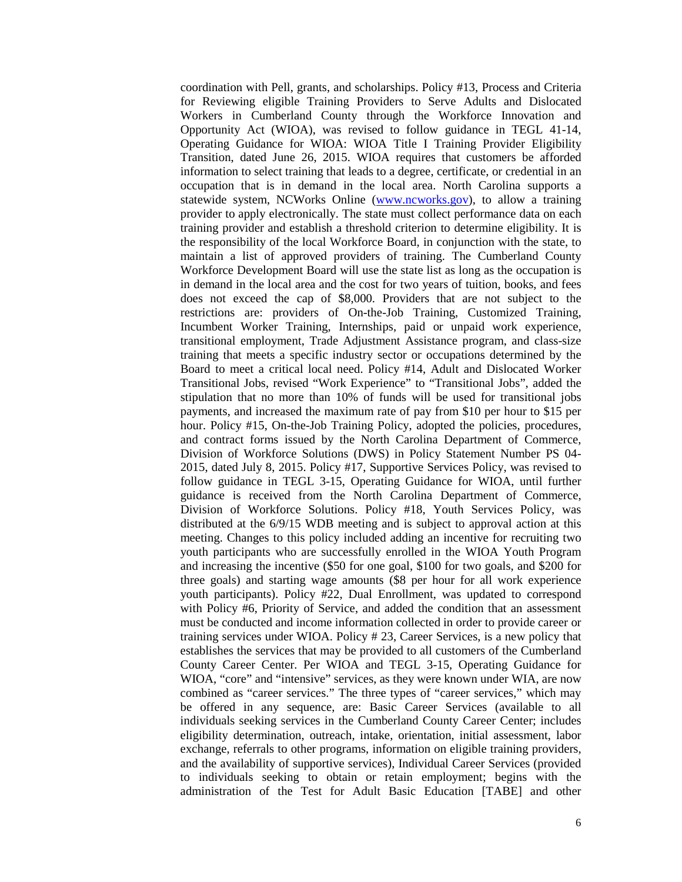coordination with Pell, grants, and scholarships. Policy #13, Process and Criteria for Reviewing eligible Training Providers to Serve Adults and Dislocated Workers in Cumberland County through the Workforce Innovation and Opportunity Act (WIOA), was revised to follow guidance in TEGL 41-14, Operating Guidance for WIOA: WIOA Title I Training Provider Eligibility Transition, dated June 26, 2015. WIOA requires that customers be afforded information to select training that leads to a degree, certificate, or credential in an occupation that is in demand in the local area. North Carolina supports a statewide system, NCWorks Online ([www.ncworks.gov](www.ncworks.gov)), to allow a training provider to apply electronically. The state must collect performance data on each training provider and establish a threshold criterion to determine eligibility. It is the responsibility of the local Workforce Board, in conjunction with the state, to maintain a list of approved providers of training. The Cumberland County Workforce Development Board will use the state list as long as the occupation is in demand in the local area and the cost for two years of tuition, books, and fees does not exceed the cap of $8,000. Providers that are not subject to the restrictions are: providers of On-the-Job Training, Customized Training, Incumbent Worker Training, Internships, paid or unpaid work experience, transitional employment, Trade Adjustment Assistance program, and class-size training that meets a specific industry sector or occupations determined by the Board to meet a critical local need. Policy #14, Adult and Dislocated Worker Transitional Jobs, revised "Work Experience" to "Transitional Jobs", added the stipulation that no more than 10% of funds will be used for transitional jobs payments, and increased the maximum rate of pay from $10 per hour to $15 per hour. Policy #15, On-the-Job Training Policy, adopted the policies, procedures, and contract forms issued by the North Carolina Department of Commerce, Division of Workforce Solutions (DWS) in Policy Statement Number PS 04-2015, dated July 8, 2015. Policy #17, Supportive Services Policy, was revised to follow guidance in TEGL 3-15, Operating Guidance for WIOA, until further guidance is received from the North Carolina Department of Commerce, Division of Workforce Solutions. Policy #18, Youth Services Policy, was distributed at the 6/9/15 WDB meeting and is subject to approval action at this meeting. Changes to this policy included adding an incentive for recruiting two youth participants who are successfully enrolled in the WIOA Youth Program and increasing the incentive ($50 for one goal, $100 for two goals, and $200 for three goals) and starting wage amounts ($8 per hour for all work experience youth participants). Policy #22, Dual Enrollment, was updated to correspond with Policy #6, Priority of Service, and added the condition that an assessment must be conducted and income information collected in order to provide career or training services under WIOA. Policy # 23, Career Services, is a new policy that establishes the services that may be provided to all customers of the Cumberland County Career Center. Per WIOA and TEGL 3-15, Operating Guidance for WIOA, "core" and "intensive" services, as they were known under WIA, are now combined as "career services." The three types of "career services," which may be offered in any sequence, are: Basic Career Services (available to all individuals seeking services in the Cumberland County Career Center; includes eligibility determination, outreach, intake, orientation, initial assessment, labor exchange, referrals to other programs, information on eligible training providers, and the availability of supportive services), Individual Career Services (provided to individuals seeking to obtain or retain employment; begins with the administration of the Test for Adult Basic Education [TABE] and other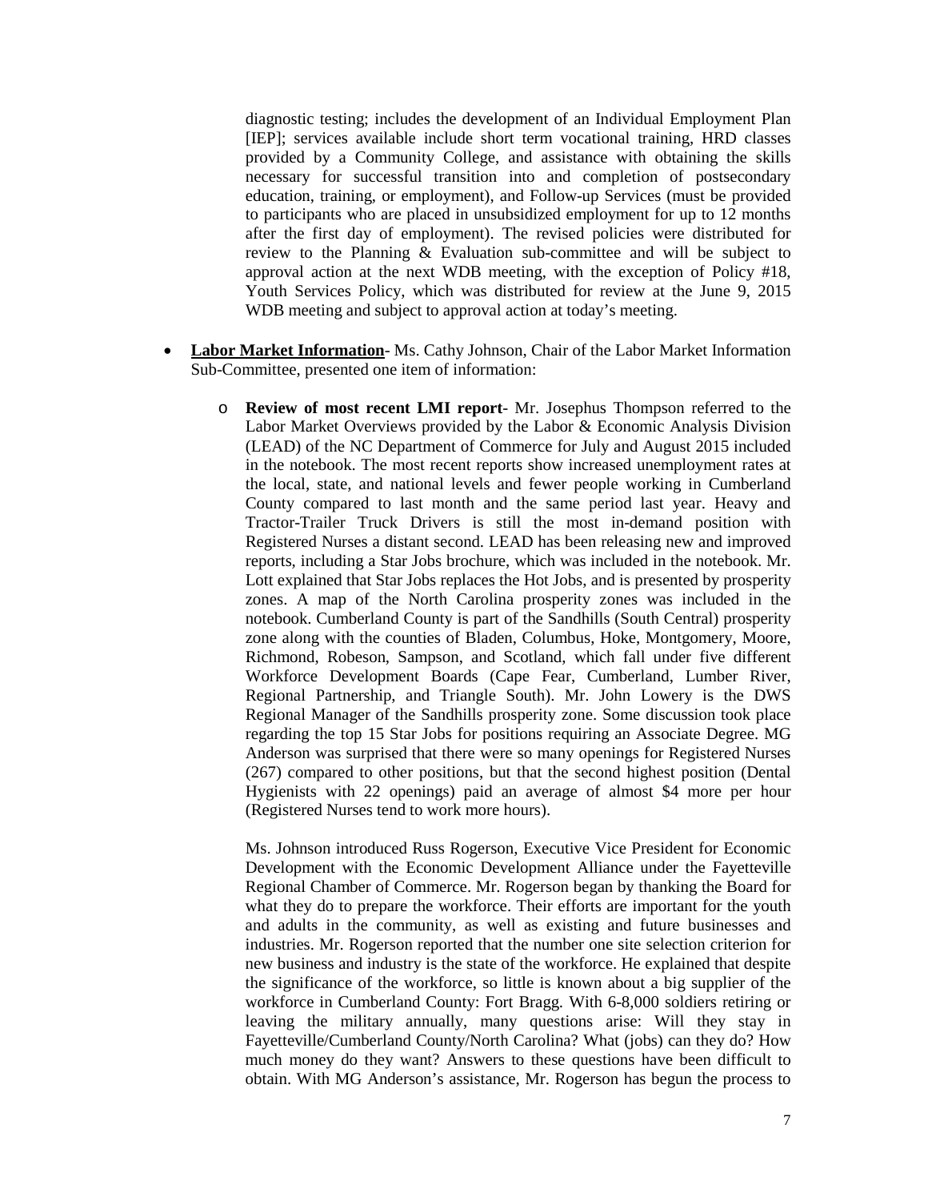diagnostic testing; includes the development of an Individual Employment Plan [IEP]; services available include short term vocational training, HRD classes provided by a Community College, and assistance with obtaining the skills necessary for successful transition into and completion of postsecondary education, training, or employment), and Follow-up Services (must be provided to participants who are placed in unsubsidized employment for up to 12 months after the first day of employment). The revised policies were distributed for review to the Planning & Evaluation sub-committee and will be subject to approval action at the next WDB meeting, with the exception of Policy #18, Youth Services Policy, which was distributed for review at the June 9, 2015 WDB meeting and subject to approval action at today's meeting.

- **Labor Market Information**- Ms. Cathy Johnson, Chair of the Labor Market Information Sub-Committee, presented one item of information:

  - **Review of most recent LMI report**- Mr. Josephus Thompson referred to the Labor Market Overviews provided by the Labor & Economic Analysis Division (LEAD) of the NC Department of Commerce for July and August 2015 included in the notebook. The most recent reports show increased unemployment rates at the local, state, and national levels and fewer people working in Cumberland County compared to last month and the same period last year. Heavy and Tractor-Trailer Truck Drivers is still the most in-demand position with Registered Nurses a distant second. LEAD has been releasing new and improved reports, including a Star Jobs brochure, which was included in the notebook. Mr. Lott explained that Star Jobs replaces the Hot Jobs, and is presented by prosperity zones. A map of the North Carolina prosperity zones was included in the notebook. Cumberland County is part of the Sandhills (South Central) prosperity zone along with the counties of Bladen, Columbus, Hoke, Montgomery, Moore, Richmond, Robeson, Sampson, and Scotland, which fall under five different Workforce Development Boards (Cape Fear, Cumberland, Lumber River, Regional Partnership, and Triangle South). Mr. John Lowery is the DWS Regional Manager of the Sandhills prosperity zone. Some discussion took place regarding the top 15 Star Jobs for positions requiring an Associate Degree. MG Anderson was surprised that there were so many openings for Registered Nurses (267) compared to other positions, but that the second highest position (Dental Hygienists with 22 openings) paid an average of almost $4 more per hour (Registered Nurses tend to work more hours).

    Ms. Johnson introduced Russ Rogerson, Executive Vice President for Economic Development with the Economic Development Alliance under the Fayetteville Regional Chamber of Commerce. Mr. Rogerson began by thanking the Board for what they do to prepare the workforce. Their efforts are important for the youth and adults in the community, as well as existing and future businesses and industries. Mr. Rogerson reported that the number one site selection criterion for new business and industry is the state of the workforce. He explained that despite the significance of the workforce, so little is known about a big supplier of the workforce in Cumberland County: Fort Bragg. With 6-8,000 soldiers retiring or leaving the military annually, many questions arise: Will they stay in Fayetteville/Cumberland County/North Carolina? What (jobs) can they do? How much money do they want? Answers to these questions have been difficult to obtain. With MG Anderson's assistance, Mr. Rogerson has begun the process to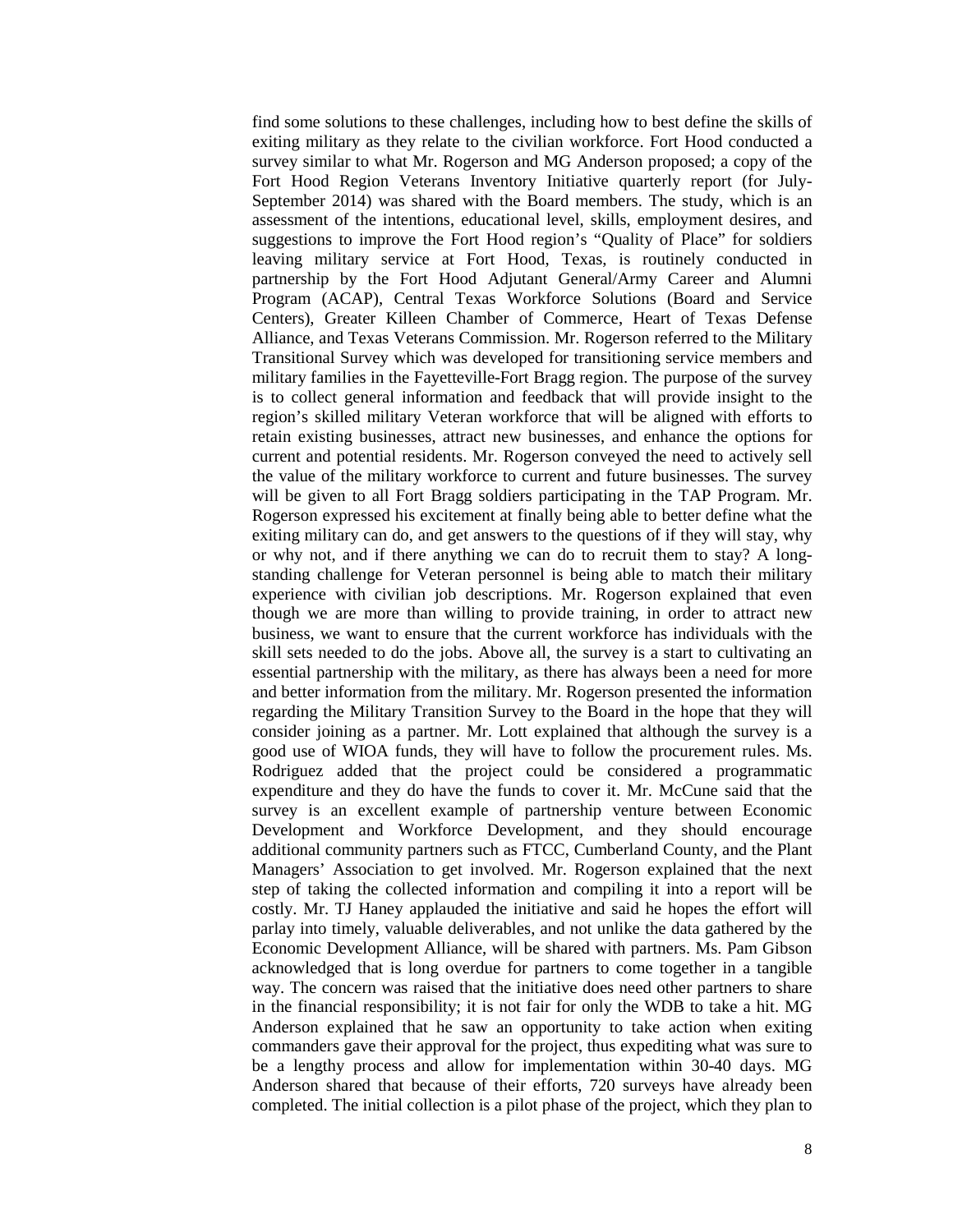find some solutions to these challenges, including how to best define the skills of exiting military as they relate to the civilian workforce. Fort Hood conducted a survey similar to what Mr. Rogerson and MG Anderson proposed; a copy of the Fort Hood Region Veterans Inventory Initiative quarterly report (for July-September 2014) was shared with the Board members. The study, which is an assessment of the intentions, educational level, skills, employment desires, and suggestions to improve the Fort Hood region's "Quality of Place" for soldiers leaving military service at Fort Hood, Texas, is routinely conducted in partnership by the Fort Hood Adjutant General/Army Career and Alumni Program (ACAP), Central Texas Workforce Solutions (Board and Service Centers), Greater Killeen Chamber of Commerce, Heart of Texas Defense Alliance, and Texas Veterans Commission. Mr. Rogerson referred to the Military Transitional Survey which was developed for transitioning service members and military families in the Fayetteville-Fort Bragg region. The purpose of the survey is to collect general information and feedback that will provide insight to the region's skilled military Veteran workforce that will be aligned with efforts to retain existing businesses, attract new businesses, and enhance the options for current and potential residents. Mr. Rogerson conveyed the need to actively sell the value of the military workforce to current and future businesses. The survey will be given to all Fort Bragg soldiers participating in the TAP Program. Mr. Rogerson expressed his excitement at finally being able to better define what the exiting military can do, and get answers to the questions of if they will stay, why or why not, and if there anything we can do to recruit them to stay? A long-standing challenge for Veteran personnel is being able to match their military experience with civilian job descriptions. Mr. Rogerson explained that even though we are more than willing to provide training, in order to attract new business, we want to ensure that the current workforce has individuals with the skill sets needed to do the jobs. Above all, the survey is a start to cultivating an essential partnership with the military, as there has always been a need for more and better information from the military. Mr. Rogerson presented the information regarding the Military Transition Survey to the Board in the hope that they will consider joining as a partner. Mr. Lott explained that although the survey is a good use of WIOA funds, they will have to follow the procurement rules. Ms. Rodriguez added that the project could be considered a programmatic expenditure and they do have the funds to cover it. Mr. McCune said that the survey is an excellent example of partnership venture between Economic Development and Workforce Development, and they should encourage additional community partners such as FTCC, Cumberland County, and the Plant Managers' Association to get involved. Mr. Rogerson explained that the next step of taking the collected information and compiling it into a report will be costly. Mr. TJ Haney applauded the initiative and said he hopes the effort will parlay into timely, valuable deliverables, and not unlike the data gathered by the Economic Development Alliance, will be shared with partners. Ms. Pam Gibson acknowledged that is long overdue for partners to come together in a tangible way. The concern was raised that the initiative does need other partners to share in the financial responsibility; it is not fair for only the WDB to take a hit. MG Anderson explained that he saw an opportunity to take action when exiting commanders gave their approval for the project, thus expediting what was sure to be a lengthy process and allow for implementation within 30-40 days. MG Anderson shared that because of their efforts, 720 surveys have already been completed. The initial collection is a pilot phase of the project, which they plan to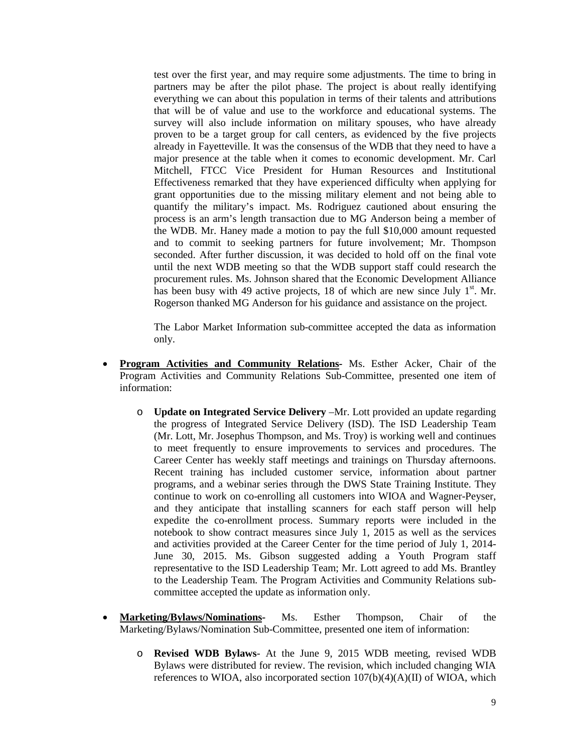test over the first year, and may require some adjustments. The time to bring in partners may be after the pilot phase. The project is about really identifying everything we can about this population in terms of their talents and attributions that will be of value and use to the workforce and educational systems. The survey will also include information on military spouses, who have already proven to be a target group for call centers, as evidenced by the five projects already in Fayetteville. It was the consensus of the WDB that they need to have a major presence at the table when it comes to economic development. Mr. Carl Mitchell, FTCC Vice President for Human Resources and Institutional Effectiveness remarked that they have experienced difficulty when applying for grant opportunities due to the missing military element and not being able to quantify the military's impact. Ms. Rodriguez cautioned about ensuring the process is an arm's length transaction due to MG Anderson being a member of the WDB. Mr. Haney made a motion to pay the full $10,000 amount requested and to commit to seeking partners for future involvement; Mr. Thompson seconded. After further discussion, it was decided to hold off on the final vote until the next WDB meeting so that the WDB support staff could research the procurement rules. Ms. Johnson shared that the Economic Development Alliance has been busy with 49 active projects, 18 of which are new since July 1st. Mr. Rogerson thanked MG Anderson for his guidance and assistance on the project.

The Labor Market Information sub-committee accepted the data as information only.

- **Program Activities and Community Relations-** Ms. Esther Acker, Chair of the Program Activities and Community Relations Sub-Committee, presented one item of information:
  - **Update on Integrated Service Delivery** –Mr. Lott provided an update regarding the progress of Integrated Service Delivery (ISD). The ISD Leadership Team (Mr. Lott, Mr. Josephus Thompson, and Ms. Troy) is working well and continues to meet frequently to ensure improvements to services and procedures. The Career Center has weekly staff meetings and trainings on Thursday afternoons. Recent training has included customer service, information about partner programs, and a webinar series through the DWS State Training Institute. They continue to work on co-enrolling all customers into WIOA and Wagner-Peyser, and they anticipate that installing scanners for each staff person will help expedite the co-enrollment process. Summary reports were included in the notebook to show contract measures since July 1, 2015 as well as the services and activities provided at the Career Center for the time period of July 1, 2014-June 30, 2015. Ms. Gibson suggested adding a Youth Program staff representative to the ISD Leadership Team; Mr. Lott agreed to add Ms. Brantley to the Leadership Team. The Program Activities and Community Relations sub-committee accepted the update as information only.

- **Marketing/Bylaws/Nominations-** Ms. Esther Thompson, Chair of the Marketing/Bylaws/Nomination Sub-Committee, presented one item of information:
  - **Revised WDB Bylaws**- At the June 9, 2015 WDB meeting, revised WDB Bylaws were distributed for review. The revision, which included changing WIA references to WIOA, also incorporated section 107(b)(4)(A)(II) of WIOA, which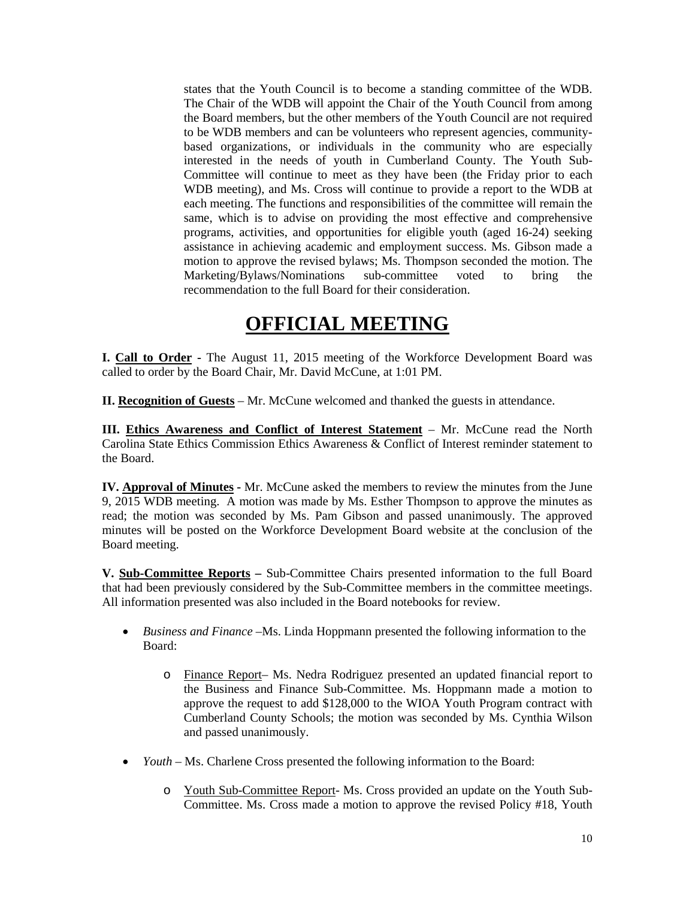states that the Youth Council is to become a standing committee of the WDB. The Chair of the WDB will appoint the Chair of the Youth Council from among the Board members, but the other members of the Youth Council are not required to be WDB members and can be volunteers who represent agencies, community-based organizations, or individuals in the community who are especially interested in the needs of youth in Cumberland County. The Youth Sub-Committee will continue to meet as they have been (the Friday prior to each WDB meeting), and Ms. Cross will continue to provide a report to the WDB at each meeting. The functions and responsibilities of the committee will remain the same, which is to advise on providing the most effective and comprehensive programs, activities, and opportunities for eligible youth (aged 16-24) seeking assistance in achieving academic and employment success. Ms. Gibson made a motion to approve the revised bylaws; Ms. Thompson seconded the motion. The Marketing/Bylaws/Nominations sub-committee voted to bring the recommendation to the full Board for their consideration.

# OFFICIAL MEETING

**I. Call to Order** - The August 11, 2015 meeting of the Workforce Development Board was called to order by the Board Chair, Mr. David McCune, at 1:01 PM.

**II. Recognition of Guests** – Mr. McCune welcomed and thanked the guests in attendance.

**III. Ethics Awareness and Conflict of Interest Statement** – Mr. McCune read the North Carolina State Ethics Commission Ethics Awareness & Conflict of Interest reminder statement to the Board.

**IV. Approval of Minutes** - Mr. McCune asked the members to review the minutes from the June 9, 2015 WDB meeting. A motion was made by Ms. Esther Thompson to approve the minutes as read; the motion was seconded by Ms. Pam Gibson and passed unanimously. The approved minutes will be posted on the Workforce Development Board website at the conclusion of the Board meeting.

**V. Sub-Committee Reports –** Sub-Committee Chairs presented information to the full Board that had been previously considered by the Sub-Committee members in the committee meetings. All information presented was also included in the Board notebooks for review.

- *Business and Finance* –Ms. Linda Hoppmann presented the following information to the Board:
  - Finance Report– Ms. Nedra Rodriguez presented an updated financial report to the Business and Finance Sub-Committee. Ms. Hoppmann made a motion to approve the request to add $128,000 to the WIOA Youth Program contract with Cumberland County Schools; the motion was seconded by Ms. Cynthia Wilson and passed unanimously.
- *Youth* – Ms. Charlene Cross presented the following information to the Board:
  - Youth Sub-Committee Report- Ms. Cross provided an update on the Youth Sub-Committee. Ms. Cross made a motion to approve the revised Policy #18, Youth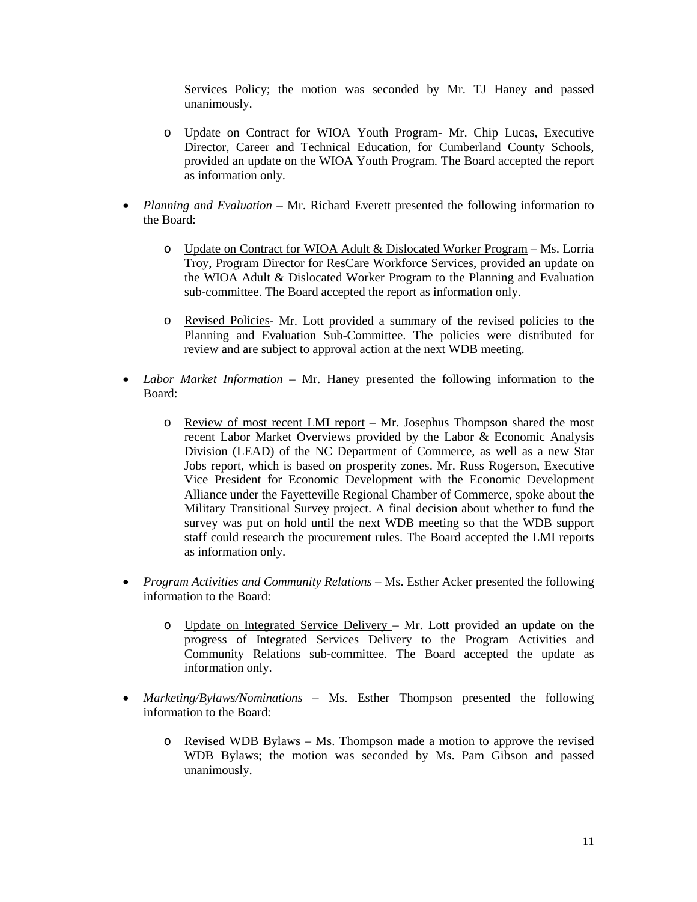Services Policy; the motion was seconded by Mr. TJ Haney and passed unanimously.

  - Update on Contract for WIOA Youth Program- Mr. Chip Lucas, Executive Director, Career and Technical Education, for Cumberland County Schools, provided an update on the WIOA Youth Program. The Board accepted the report as information only.

- *Planning and Evaluation* – Mr. Richard Everett presented the following information to the Board:

  - Update on Contract for WIOA Adult & Dislocated Worker Program – Ms. Lorria Troy, Program Director for ResCare Workforce Services, provided an update on the WIOA Adult & Dislocated Worker Program to the Planning and Evaluation sub-committee. The Board accepted the report as information only.

  - Revised Policies- Mr. Lott provided a summary of the revised policies to the Planning and Evaluation Sub-Committee. The policies were distributed for review and are subject to approval action at the next WDB meeting.

- *Labor Market Information* – Mr. Haney presented the following information to the Board:

  - Review of most recent LMI report – Mr. Josephus Thompson shared the most recent Labor Market Overviews provided by the Labor & Economic Analysis Division (LEAD) of the NC Department of Commerce, as well as a new Star Jobs report, which is based on prosperity zones. Mr. Russ Rogerson, Executive Vice President for Economic Development with the Economic Development Alliance under the Fayetteville Regional Chamber of Commerce, spoke about the Military Transitional Survey project. A final decision about whether to fund the survey was put on hold until the next WDB meeting so that the WDB support staff could research the procurement rules. The Board accepted the LMI reports as information only.

- *Program Activities and Community Relations* – Ms. Esther Acker presented the following information to the Board:

  - Update on Integrated Service Delivery – Mr. Lott provided an update on the progress of Integrated Services Delivery to the Program Activities and Community Relations sub-committee. The Board accepted the update as information only.

- *Marketing/Bylaws/Nominations* – Ms. Esther Thompson presented the following information to the Board:

  - Revised WDB Bylaws – Ms. Thompson made a motion to approve the revised WDB Bylaws; the motion was seconded by Ms. Pam Gibson and passed unanimously.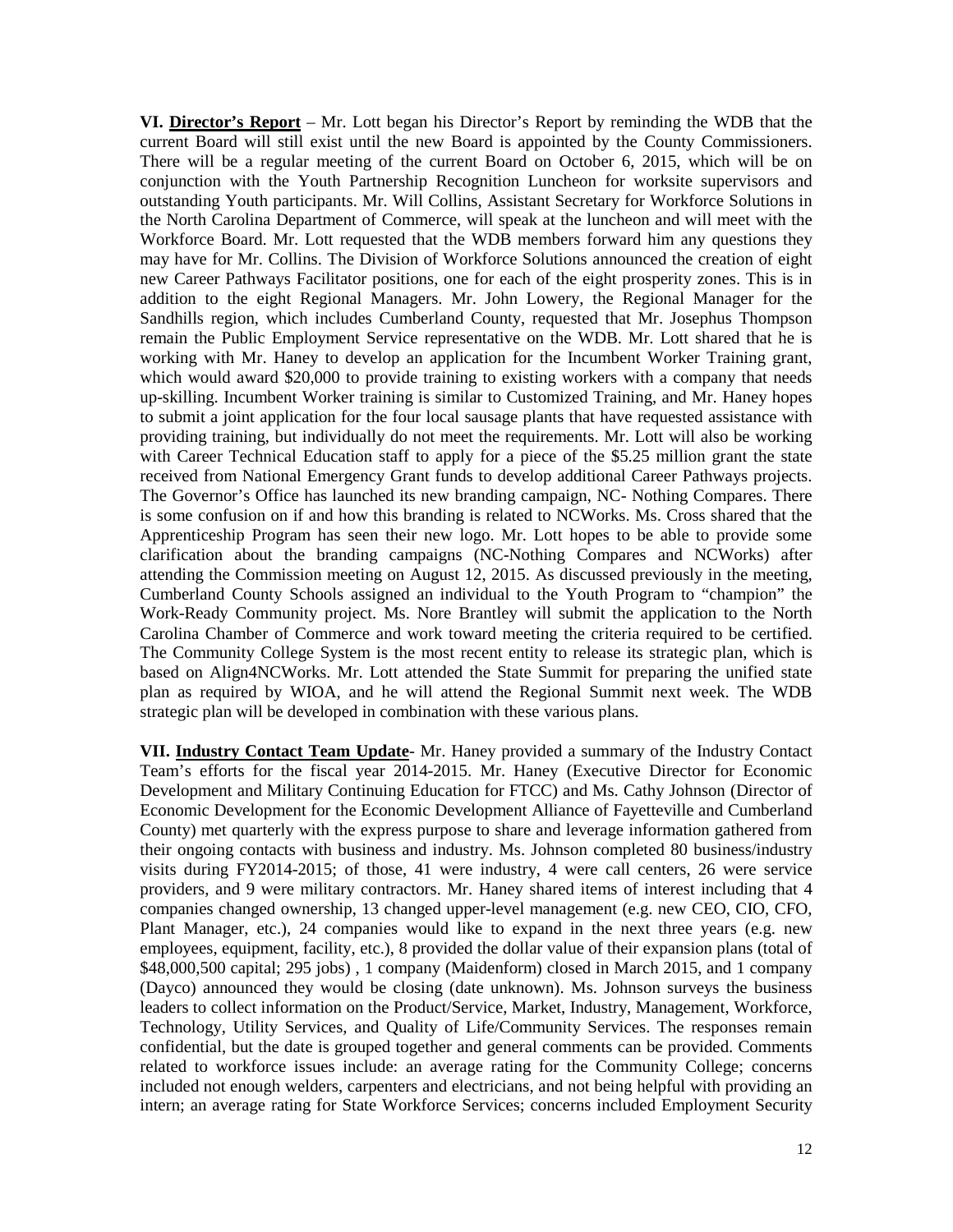**VI. <u>Director's Report</u>** – Mr. Lott began his Director's Report by reminding the WDB that the current Board will still exist until the new Board is appointed by the County Commissioners. There will be a regular meeting of the current Board on October 6, 2015, which will be on conjunction with the Youth Partnership Recognition Luncheon for worksite supervisors and outstanding Youth participants. Mr. Will Collins, Assistant Secretary for Workforce Solutions in the North Carolina Department of Commerce, will speak at the luncheon and will meet with the Workforce Board. Mr. Lott requested that the WDB members forward him any questions they may have for Mr. Collins. The Division of Workforce Solutions announced the creation of eight new Career Pathways Facilitator positions, one for each of the eight prosperity zones. This is in addition to the eight Regional Managers. Mr. John Lowery, the Regional Manager for the Sandhills region, which includes Cumberland County, requested that Mr. Josephus Thompson remain the Public Employment Service representative on the WDB. Mr. Lott shared that he is working with Mr. Haney to develop an application for the Incumbent Worker Training grant, which would award $20,000 to provide training to existing workers with a company that needs up-skilling. Incumbent Worker training is similar to Customized Training, and Mr. Haney hopes to submit a joint application for the four local sausage plants that have requested assistance with providing training, but individually do not meet the requirements. Mr. Lott will also be working with Career Technical Education staff to apply for a piece of the $5.25 million grant the state received from National Emergency Grant funds to develop additional Career Pathways projects. The Governor's Office has launched its new branding campaign, NC- Nothing Compares. There is some confusion on if and how this branding is related to NCWorks. Ms. Cross shared that the Apprenticeship Program has seen their new logo. Mr. Lott hopes to be able to provide some clarification about the branding campaigns (NC-Nothing Compares and NCWorks) after attending the Commission meeting on August 12, 2015. As discussed previously in the meeting, Cumberland County Schools assigned an individual to the Youth Program to "champion" the Work-Ready Community project. Ms. Nore Brantley will submit the application to the North Carolina Chamber of Commerce and work toward meeting the criteria required to be certified. The Community College System is the most recent entity to release its strategic plan, which is based on Align4NCWorks. Mr. Lott attended the State Summit for preparing the unified state plan as required by WIOA, and he will attend the Regional Summit next week. The WDB strategic plan will be developed in combination with these various plans.

**VII. <u>Industry Contact Team Update</u>**- Mr. Haney provided a summary of the Industry Contact Team's efforts for the fiscal year 2014-2015. Mr. Haney (Executive Director for Economic Development and Military Continuing Education for FTCC) and Ms. Cathy Johnson (Director of Economic Development for the Economic Development Alliance of Fayetteville and Cumberland County) met quarterly with the express purpose to share and leverage information gathered from their ongoing contacts with business and industry. Ms. Johnson completed 80 business/industry visits during FY2014-2015; of those, 41 were industry, 4 were call centers, 26 were service providers, and 9 were military contractors. Mr. Haney shared items of interest including that 4 companies changed ownership, 13 changed upper-level management (e.g. new CEO, CIO, CFO, Plant Manager, etc.), 24 companies would like to expand in the next three years (e.g. new employees, equipment, facility, etc.), 8 provided the dollar value of their expansion plans (total of $48,000,500 capital; 295 jobs) , 1 company (Maidenform) closed in March 2015, and 1 company (Dayco) announced they would be closing (date unknown). Ms. Johnson surveys the business leaders to collect information on the Product/Service, Market, Industry, Management, Workforce, Technology, Utility Services, and Quality of Life/Community Services. The responses remain confidential, but the date is grouped together and general comments can be provided. Comments related to workforce issues include: an average rating for the Community College; concerns included not enough welders, carpenters and electricians, and not being helpful with providing an intern; an average rating for State Workforce Services; concerns included Employment Security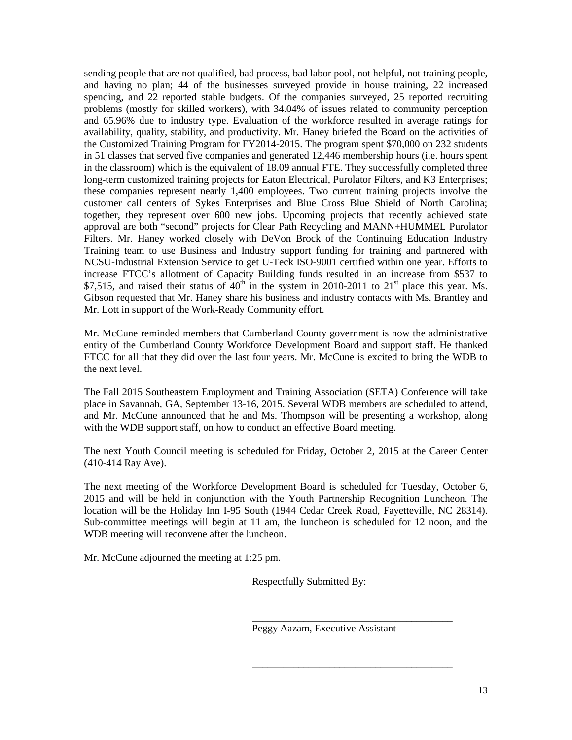sending people that are not qualified, bad process, bad labor pool, not helpful, not training people, and having no plan; 44 of the businesses surveyed provide in house training, 22 increased spending, and 22 reported stable budgets. Of the companies surveyed, 25 reported recruiting problems (mostly for skilled workers), with 34.04% of issues related to community perception and 65.96% due to industry type. Evaluation of the workforce resulted in average ratings for availability, quality, stability, and productivity. Mr. Haney briefed the Board on the activities of the Customized Training Program for FY2014-2015. The program spent $70,000 on 232 students in 51 classes that served five companies and generated 12,446 membership hours (i.e. hours spent in the classroom) which is the equivalent of 18.09 annual FTE. They successfully completed three long-term customized training projects for Eaton Electrical, Purolator Filters, and K3 Enterprises; these companies represent nearly 1,400 employees. Two current training projects involve the customer call centers of Sykes Enterprises and Blue Cross Blue Shield of North Carolina; together, they represent over 600 new jobs. Upcoming projects that recently achieved state approval are both "second" projects for Clear Path Recycling and MANN+HUMMEL Purolator Filters. Mr. Haney worked closely with DeVon Brock of the Continuing Education Industry Training team to use Business and Industry support funding for training and partnered with NCSU-Industrial Extension Service to get U-Teck ISO-9001 certified within one year. Efforts to increase FTCC's allotment of Capacity Building funds resulted in an increase from $537 to $7,515, and raised their status of 40th in the system in 2010-2011 to 21st place this year. Ms. Gibson requested that Mr. Haney share his business and industry contacts with Ms. Brantley and Mr. Lott in support of the Work-Ready Community effort.

Mr. McCune reminded members that Cumberland County government is now the administrative entity of the Cumberland County Workforce Development Board and support staff. He thanked FTCC for all that they did over the last four years. Mr. McCune is excited to bring the WDB to the next level.

The Fall 2015 Southeastern Employment and Training Association (SETA) Conference will take place in Savannah, GA, September 13-16, 2015. Several WDB members are scheduled to attend, and Mr. McCune announced that he and Ms. Thompson will be presenting a workshop, along with the WDB support staff, on how to conduct an effective Board meeting.

The next Youth Council meeting is scheduled for Friday, October 2, 2015 at the Career Center (410-414 Ray Ave).

The next meeting of the Workforce Development Board is scheduled for Tuesday, October 6, 2015 and will be held in conjunction with the Youth Partnership Recognition Luncheon. The location will be the Holiday Inn I-95 South (1944 Cedar Creek Road, Fayetteville, NC 28314). Sub-committee meetings will begin at 11 am, the luncheon is scheduled for 12 noon, and the WDB meeting will reconvene after the luncheon.

Mr. McCune adjourned the meeting at 1:25 pm.

Respectfully Submitted By:

\_\_\_\_\_\_\_\_\_\_\_\_\_\_\_\_\_\_\_\_\_\_\_\_\_\_\_\_\_\_\_\_\_\_\_\_\_\_\_\_

Peggy Aazam, Executive Assistant

\_\_\_\_\_\_\_\_\_\_\_\_\_\_\_\_\_\_\_\_\_\_\_\_\_\_\_\_\_\_\_\_\_\_\_\_\_\_\_\_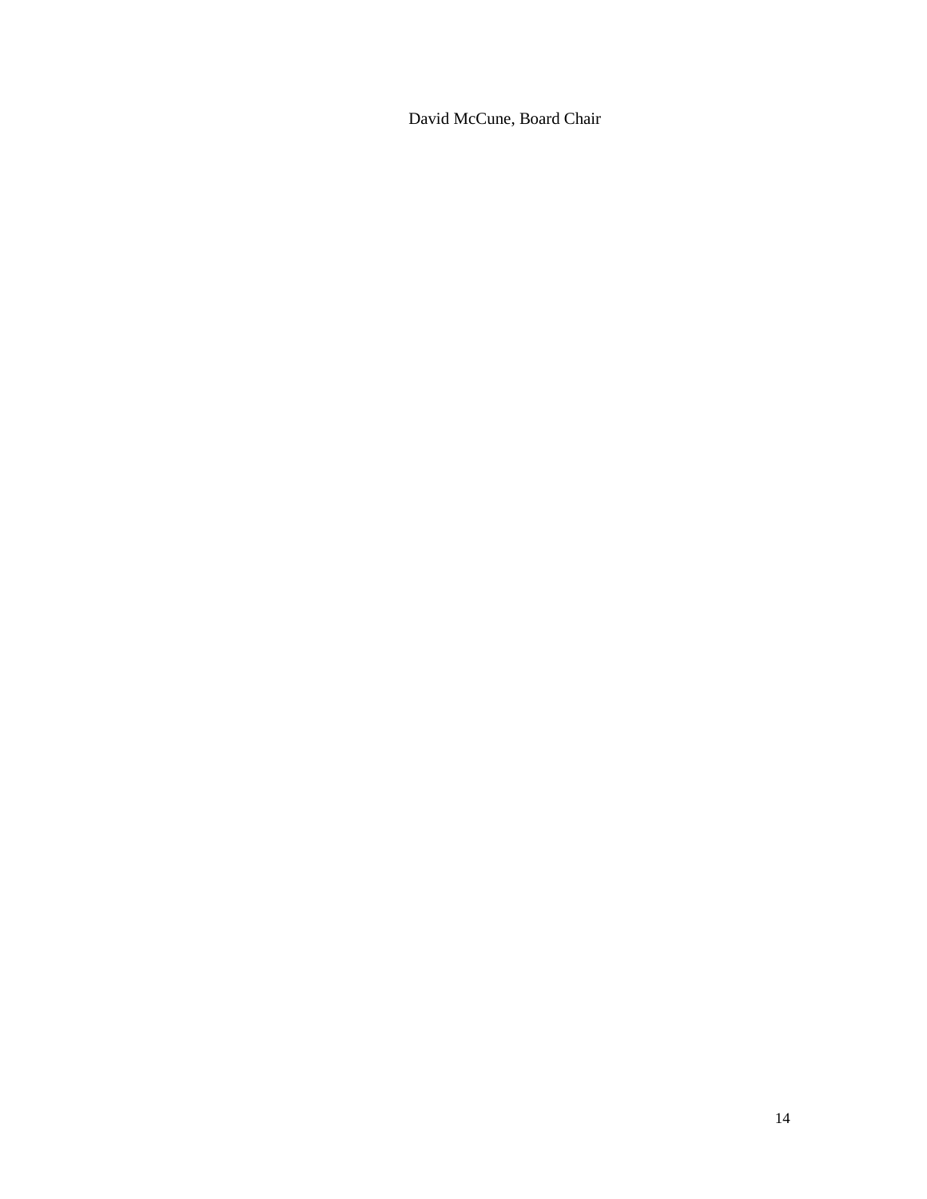David McCune, Board Chair